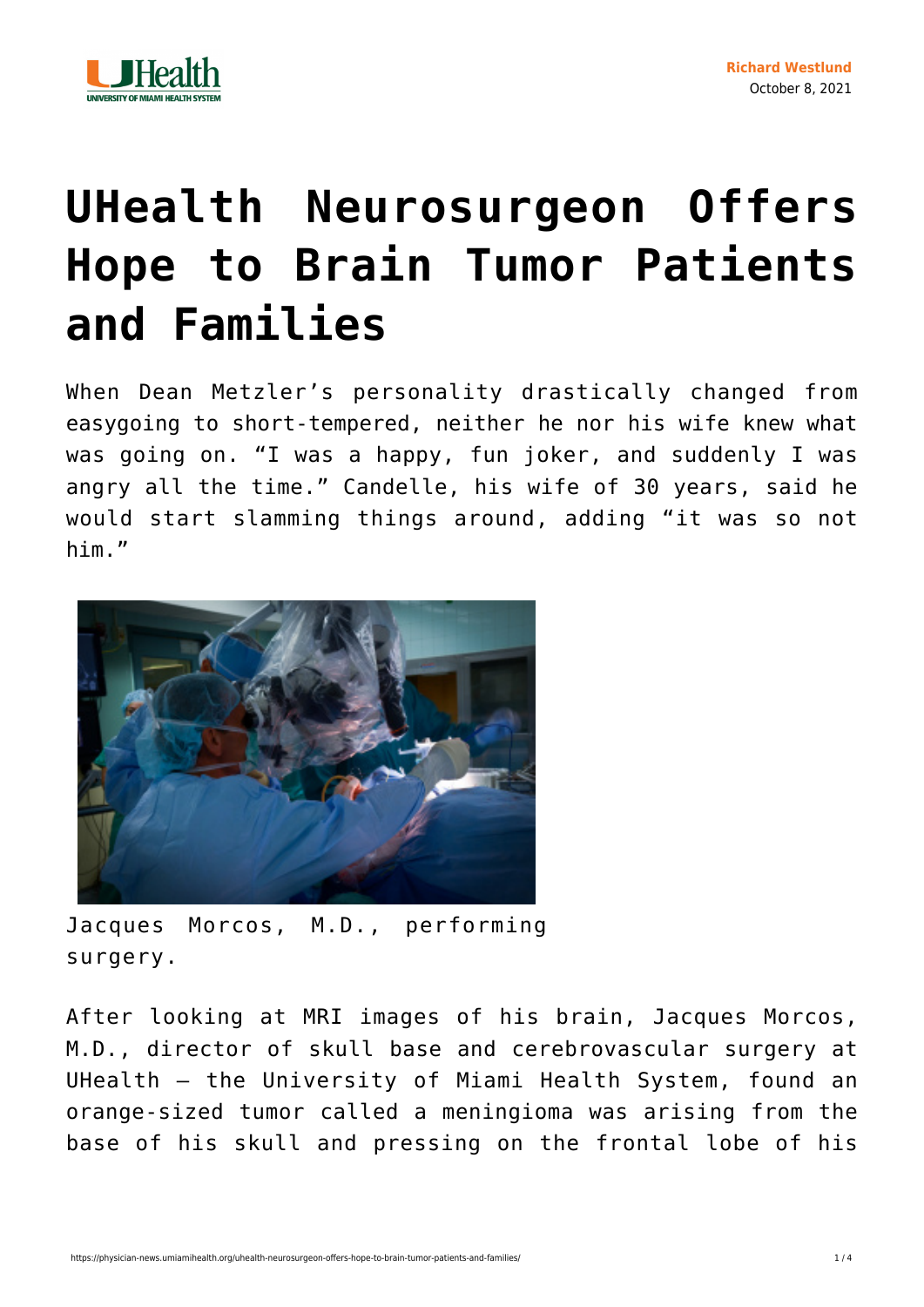Richard Westlund
October 8, 2021

# UHealth Neurosurgeon Offers Hope to Brain Tumor Patients and Families

When Dean Metzler's personality drastically changed from easygoing to short-tempered, neither he nor his wife knew what was going on. "I was a happy, fun joker, and suddenly I was angry all the time." Candelle, his wife of 30 years, said he would start slamming things around, adding "it was so not him."

Jacques Morcos, M.D., performing surgery.

After looking at MRI images of his brain, Jacques Morcos, M.D., director of skull base and cerebrovascular surgery at UHealth – the University of Miami Health System, found an orange-sized tumor called a meningioma was arising from the base of his skull and pressing on the frontal lobe of his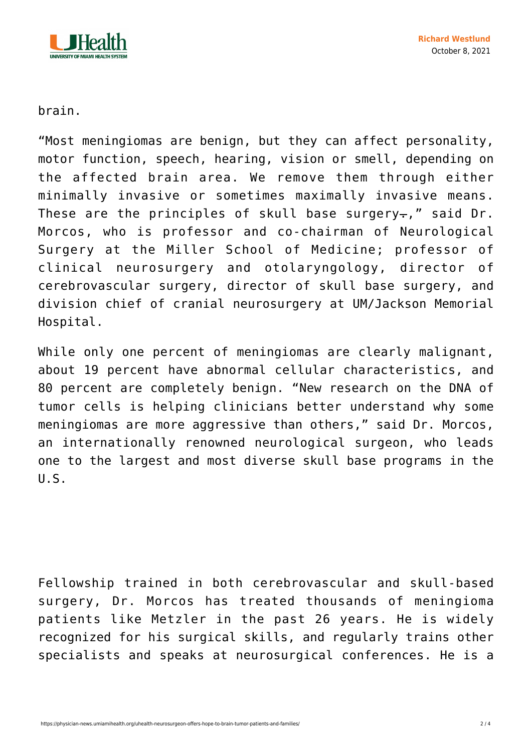brain.

“Most meningiomas are benign, but they can affect personality, motor function, speech, hearing, vision or smell, depending on the affected brain area. We remove them through either minimally invasive or sometimes maximally invasive means. These are the principles of skull base surgery.,” said Dr. Morcos, who is professor and co-chairman of Neurological Surgery at the Miller School of Medicine; professor of clinical neurosurgery and otolaryngology, director of cerebrovascular surgery, director of skull base surgery, and division chief of cranial neurosurgery at UM/Jackson Memorial Hospital.

While only one percent of meningiomas are clearly malignant, about 19 percent have abnormal cellular characteristics, and 80 percent are completely benign. “New research on the DNA of tumor cells is helping clinicians better understand why some meningiomas are more aggressive than others,” said Dr. Morcos, an internationally renowned neurological surgeon, who leads one to the largest and most diverse skull base programs in the U.S.

Fellowship trained in both cerebrovascular and skull-based surgery, Dr. Morcos has treated thousands of meningioma patients like Metzler in the past 26 years. He is widely recognized for his surgical skills, and regularly trains other specialists and speaks at neurosurgical conferences. He is a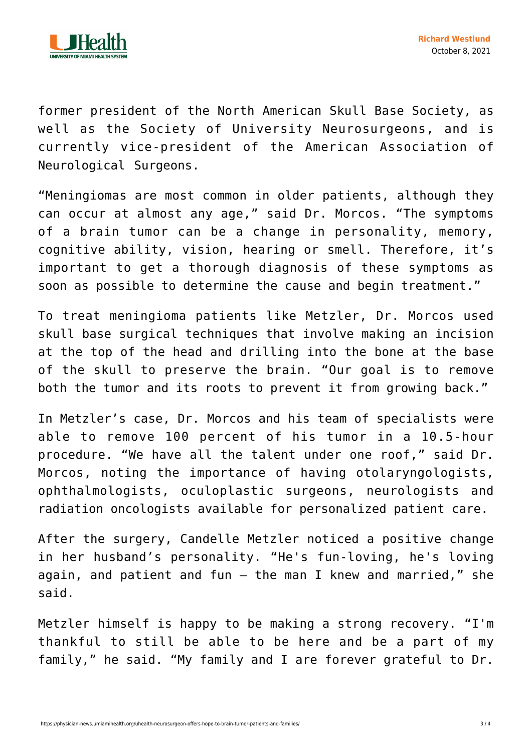former president of the North American Skull Base Society, as well as the Society of University Neurosurgeons, and is currently vice-president of the American Association of Neurological Surgeons.

“Meningiomas are most common in older patients, although they can occur at almost any age,” said Dr. Morcos. “The symptoms of a brain tumor can be a change in personality, memory, cognitive ability, vision, hearing or smell. Therefore, it’s important to get a thorough diagnosis of these symptoms as soon as possible to determine the cause and begin treatment.”

To treat meningioma patients like Metzler, Dr. Morcos used skull base surgical techniques that involve making an incision at the top of the head and drilling into the bone at the base of the skull to preserve the brain. “Our goal is to remove both the tumor and its roots to prevent it from growing back.”

In Metzler’s case, Dr. Morcos and his team of specialists were able to remove 100 percent of his tumor in a 10.5-hour procedure. “We have all the talent under one roof,” said Dr. Morcos, noting the importance of having otolaryngologists, ophthalmologists, oculoplastic surgeons, neurologists and radiation oncologists available for personalized patient care.

After the surgery, Candelle Metzler noticed a positive change in her husband’s personality. “He's fun-loving, he's loving again, and patient and fun – the man I knew and married,” she said.

Metzler himself is happy to be making a strong recovery. “I'm thankful to still be able to be here and be a part of my family,” he said. “My family and I are forever grateful to Dr.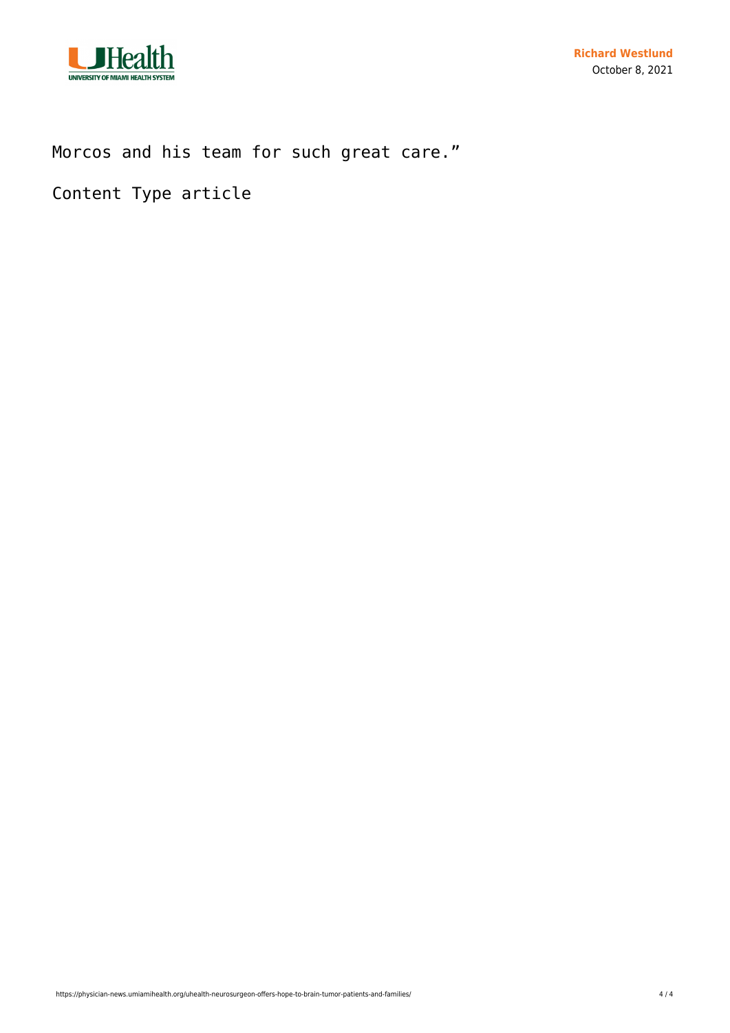Morcos and his team for such great care."

Content Type article